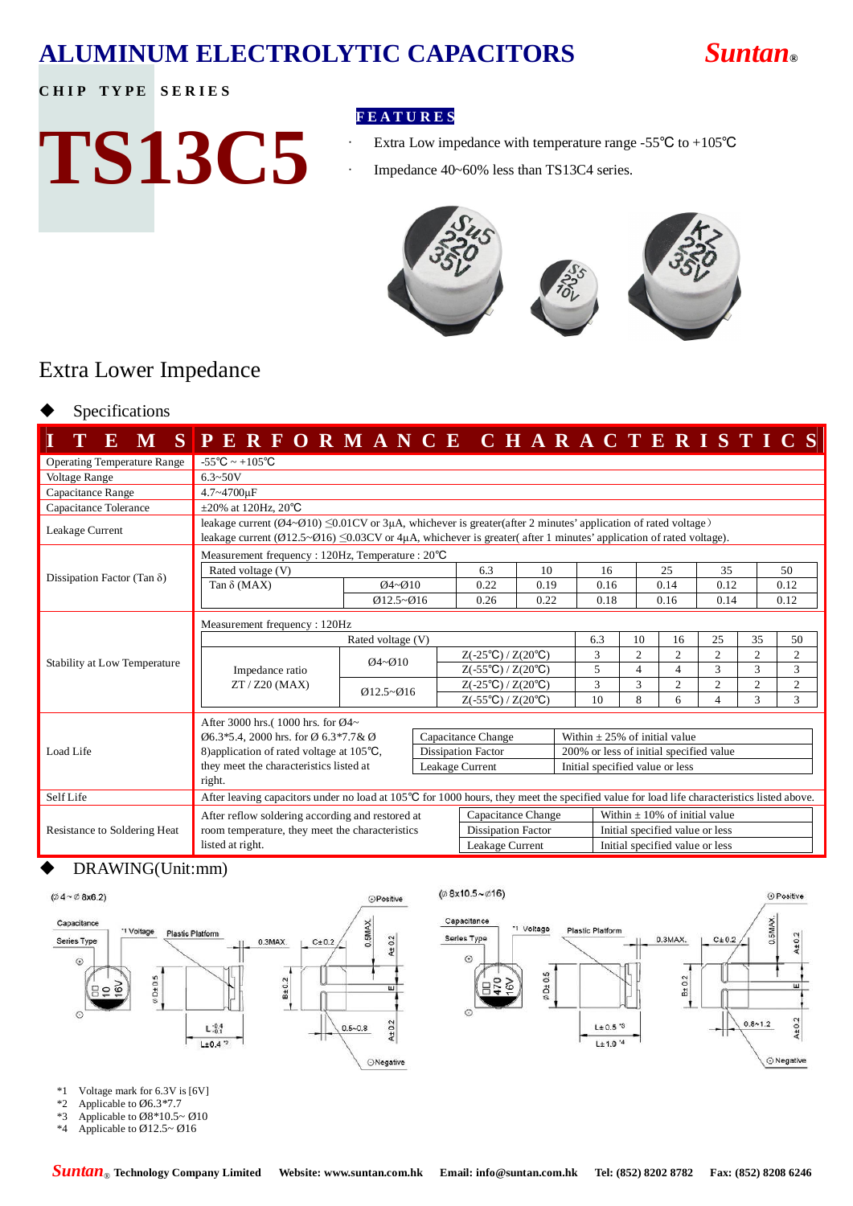# ALUMINUM ELECTROLYTIC CAPACITORS

**Suntan®**

**CHIP TYPE SERIES**

# TS13C5

**FEATURES**

- Extra Low impedance with temperature range -55℃ to +105℃
- Impedance 40~60% less than TS13C4 series.

## Extra Lower Impedance

◆ Specifications

| ITEMS | PERFORMANCE CHARACTERISTICS |
|---|---|
| Operating Temperature Range | -55℃ ~ +105℃ |
| Voltage Range | 6.3~50V |
| Capacitance Range | 4.7~4700µF |
| Capacitance Tolerance | ±20% at 120Hz, 20℃ |
| Leakage Current | leakage current (Ø4~Ø10) ≤0.01CV or 3µA, whichever is greater(after 2 minutes' application of rated voltage) leakage current (Ø12.5~Ø16) ≤0.03CV or 4µA, whichever is greater( after 1 minutes' application of rated voltage). |
| Self Life | After leaving capacitors under no load at 105℃ for 1000 hours, they meet the specified value for load life characteristics listed above. |

**Dissipation Factor (Tan δ)**

Measurement frequency : 120Hz, Temperature : 20℃

| Rated voltage (V) | | 6.3 | 10 | 16 | 25 | 35 | 50 |
|---|---|---|---|---|---|---|---|
| Tan δ (MAX) | Ø4~Ø10 | 0.22 | 0.19 | 0.16 | 0.14 | 0.12 | 0.12 |
| | Ø12.5~Ø16 | 0.26 | 0.22 | 0.18 | 0.16 | 0.14 | 0.12 |

**Stability at Low Temperature**

Measurement frequency : 120Hz

| Rated voltage (V) | | | 6.3 | 10 | 16 | 25 | 35 | 50 |
|---|---|---|---|---|---|---|---|---|
| Impedance ratio ZT / Z20 (MAX) | Ø4~Ø10 | Z(-25℃) / Z(20℃) | 3 | 2 | 2 | 2 | 2 | 2 |
| | | Z(-55℃) / Z(20℃) | 5 | 4 | 4 | 3 | 3 | 3 |
| | Ø12.5~Ø16 | Z(-25℃) / Z(20℃) | 3 | 3 | 2 | 2 | 2 | 2 |
| | | Z(-55℃) / Z(20℃) | 10 | 8 | 6 | 4 | 3 | 3 |

**Load Life**

After 3000 hrs.( 1000 hrs. for Ø4~Ø6.3*5.4, 2000 hrs. for Ø 6.3*7.7& Ø 8)application of rated voltage at 105℃, they meet the characteristics listed at right.

| Capacitance Change | Within ± 25% of initial value |
|---|---|
| Dissipation Factor | 200% or less of initial specified value |
| Leakage Current | Initial specified value or less |

**Resistance to Soldering Heat**

After reflow soldering according and restored at room temperature, they meet the characteristics listed at right.

| Capacitance Change | Within ± 10% of initial value |
|---|---|
| Dissipation Factor | Initial specified value or less |
| Leakage Current | Initial specified value or less |

◆ DRAWING(Unit:mm)

(Ø4 ~ Ø 8x6.2) (Ø 8x10.5~Ø16)

*1 Voltage mark for 6.3V is [6V]
*2 Applicable to Ø6.3*7.7
*3 Applicable to Ø8*10.5~ Ø10
*4 Applicable to Ø12.5~ Ø16

**Suntan®** Technology Company Limited Website: www.suntan.com.hk Email: info@suntan.com.hk Tel: (852) 8202 8782 Fax: (852) 8208 6246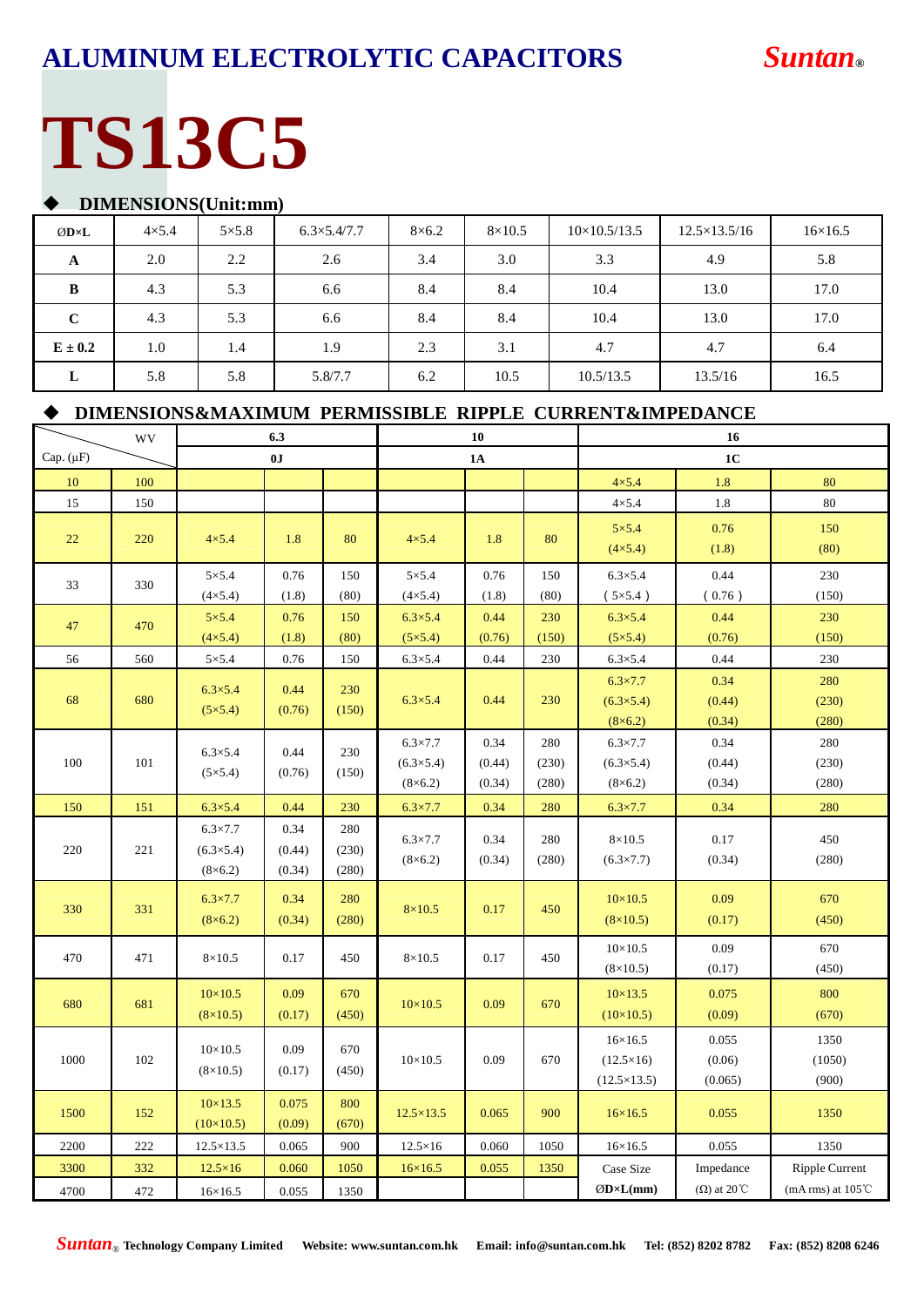# ALUMINUM ELECTROLYTIC CAPACITORS

# TS13C5

## ◆ DIMENSIONS(Unit:mm)

| ØD×L | 4×5.4 | 5×5.8 | 6.3×5.4/7.7 | 8×6.2 | 8×10.5 | 10×10.5/13.5 | 12.5×13.5/16 | 16×16.5 |
|---|---|---|---|---|---|---|---|---|
| A | 2.0 | 2.2 | 2.6 | 3.4 | 3.0 | 3.3 | 4.9 | 5.8 |
| B | 4.3 | 5.3 | 6.6 | 8.4 | 8.4 | 10.4 | 13.0 | 17.0 |
| C | 4.3 | 5.3 | 6.6 | 8.4 | 8.4 | 10.4 | 13.0 | 17.0 |
| E ± 0.2 | 1.0 | 1.4 | 1.9 | 2.3 | 3.1 | 4.7 | 4.7 | 6.4 |
| L | 5.8 | 5.8 | 5.8/7.7 | 6.2 | 10.5 | 10.5/13.5 | 13.5/16 | 16.5 |

## ◆ DIMENSIONS&MAXIMUM PERMISSIBLE RIPPLE CURRENT&IMPEDANCE

| Cap. (µF) \ WV | | 6.3 | | | 10 | | | 16 | | |
|---|---|---|---|---|---|---|---|---|---|---|
| | | 0J | | | 1A | | | 1C | | |
| 10 | 100 | | | | | | | 4×5.4 | 1.8 | 80 |
| 15 | 150 | | | | | | | 4×5.4 | 1.8 | 80 |
| 22 | 220 | 4×5.4 | 1.8 | 80 | 4×5.4 | 1.8 | 80 | 5×5.4 (4×5.4) | 0.76 (1.8) | 150 (80) |
| 33 | 330 | 5×5.4 (4×5.4) | 0.76 (1.8) | 150 (80) | 5×5.4 (4×5.4) | 0.76 (1.8) | 150 (80) | 6.3×5.4 ( 5×5.4 ) | 0.44 ( 0.76 ) | 230 (150) |
| 47 | 470 | 5×5.4 (4×5.4) | 0.76 (1.8) | 150 (80) | 6.3×5.4 (5×5.4) | 0.44 (0.76) | 230 (150) | 6.3×5.4 (5×5.4) | 0.44 (0.76) | 230 (150) |
| 56 | 560 | 5×5.4 | 0.76 | 150 | 6.3×5.4 | 0.44 | 230 | 6.3×5.4 | 0.44 | 230 |
| 68 | 680 | 6.3×5.4 (5×5.4) | 0.44 (0.76) | 230 (150) | 6.3×5.4 | 0.44 | 230 | 6.3×7.7 (6.3×5.4) (8×6.2) | 0.34 (0.44) (0.34) | 280 (230) (280) |
| 100 | 101 | 6.3×5.4 (5×5.4) | 0.44 (0.76) | 230 (150) | 6.3×7.7 (6.3×5.4) (8×6.2) | 0.34 (0.44) (0.34) | 280 (230) (280) | 6.3×7.7 (6.3×5.4) (8×6.2) | 0.34 (0.44) (0.34) | 280 (230) (280) |
| 150 | 151 | 6.3×5.4 | 0.44 | 230 | 6.3×7.7 | 0.34 | 280 | 6.3×7.7 | 0.34 | 280 |
| 220 | 221 | 6.3×7.7 (6.3×5.4) (8×6.2) | 0.34 (0.44) (0.34) | 280 (230) (280) | 6.3×7.7 (8×6.2) | 0.34 (0.34) | 280 (280) | 8×10.5 (6.3×7.7) | 0.17 (0.34) | 450 (280) |
| 330 | 331 | 6.3×7.7 (8×6.2) | 0.34 (0.34) | 280 (280) | 8×10.5 | 0.17 | 450 | 10×10.5 (8×10.5) | 0.09 (0.17) | 670 (450) |
| 470 | 471 | 8×10.5 | 0.17 | 450 | 8×10.5 | 0.17 | 450 | 10×10.5 (8×10.5) | 0.09 (0.17) | 670 (450) |
| 680 | 681 | 10×10.5 (8×10.5) | 0.09 (0.17) | 670 (450) | 10×10.5 | 0.09 | 670 | 10×13.5 (10×10.5) | 0.075 (0.09) | 800 (670) |
| 1000 | 102 | 10×10.5 (8×10.5) | 0.09 (0.17) | 670 (450) | 10×10.5 | 0.09 | 670 | 16×16.5 (12.5×16) (12.5×13.5) | 0.055 (0.06) (0.065) | 1350 (1050) (900) |
| 1500 | 152 | 10×13.5 (10×10.5) | 0.075 (0.09) | 800 (670) | 12.5×13.5 | 0.065 | 900 | 16×16.5 | 0.055 | 1350 |
| 2200 | 222 | 12.5×13.5 | 0.065 | 900 | 12.5×16 | 0.060 | 1050 | 16×16.5 | 0.055 | 1350 |
| 3300 | 332 | 12.5×16 | 0.060 | 1050 | 16×16.5 | 0.055 | 1350 | Case Size ØD×L(mm) | Impedance (Ω) at 20℃ | Ripple Current (mA rms) at 105℃ |
| 4700 | 472 | 16×16.5 | 0.055 | 1350 | | | | | | |

*Suntan*® Technology Company Limited Website: www.suntan.com.hk Email: info@suntan.com.hk Tel: (852) 8202 8782 Fax: (852) 8208 6246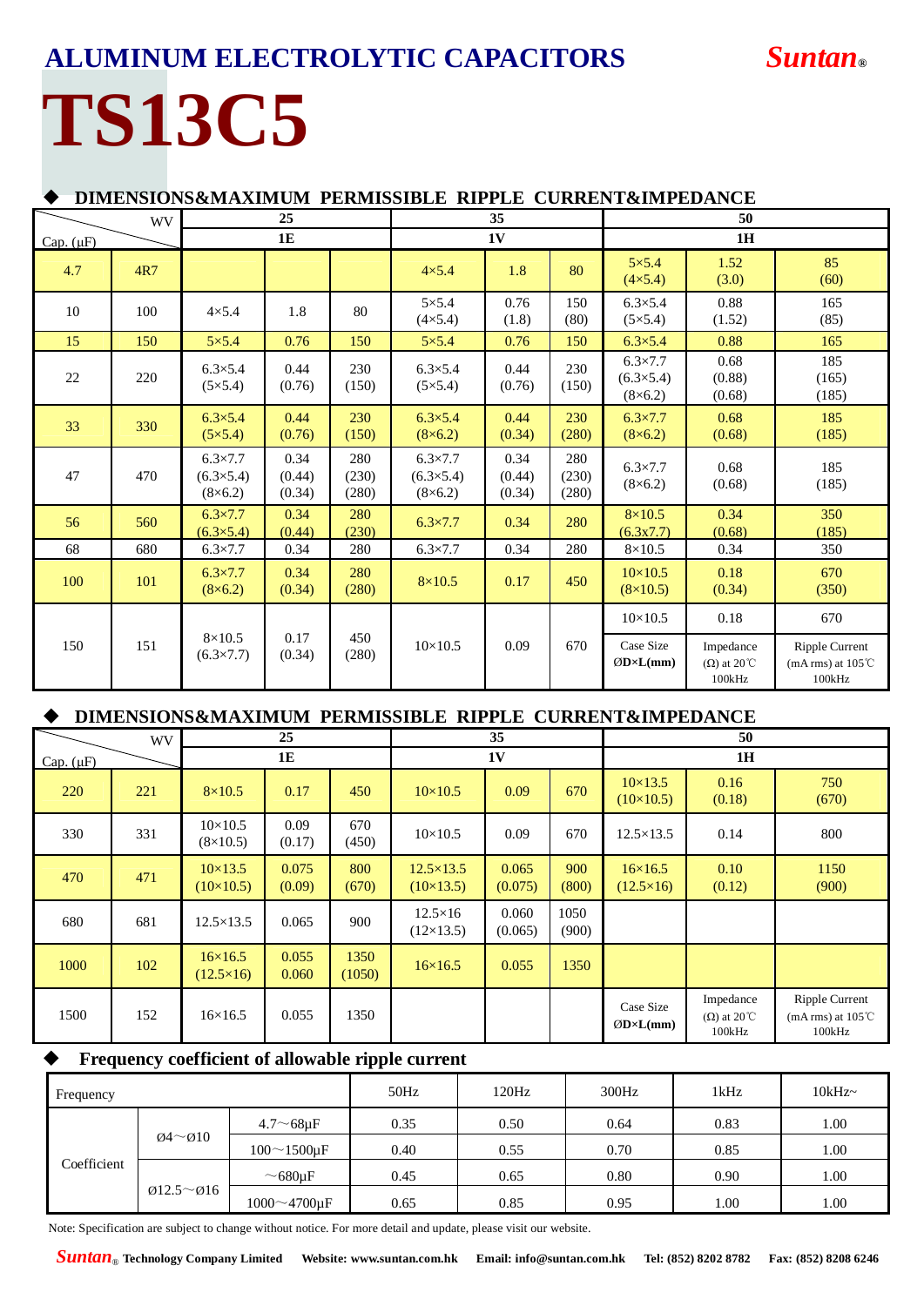# ALUMINUM ELECTROLYTIC CAPACITORS

*Suntan*®

# TS13C5

## ◆ DIMENSIONS&MAXIMUM PERMISSIBLE RIPPLE CURRENT&IMPEDANCE

| Cap. (μF) \ WV | | 25 | | | 35 | | | 50 | | |
|---|---|---|---|---|---|---|---|---|---|---|
| | | 1E | | | 1V | | | 1H | | |
| 4.7 | 4R7 | | | | 4×5.4 | 1.8 | 80 | 5×5.4 (4×5.4) | 1.52 (3.0) | 85 (60) |
| 10 | 100 | 4×5.4 | 1.8 | 80 | 5×5.4 (4×5.4) | 0.76 (1.8) | 150 (80) | 6.3×5.4 (5×5.4) | 0.88 (1.52) | 165 (85) |
| 15 | 150 | 5×5.4 | 0.76 | 150 | 5×5.4 | 0.76 | 150 | 6.3×5.4 | 0.88 | 165 |
| 22 | 220 | 6.3×5.4 (5×5.4) | 0.44 (0.76) | 230 (150) | 6.3×5.4 (5×5.4) | 0.44 (0.76) | 230 (150) | 6.3×7.7 (6.3×5.4) (8×6.2) | 0.68 (0.88) (0.68) | 185 (165) (185) |
| 33 | 330 | 6.3×5.4 (5×5.4) | 0.44 (0.76) | 230 (150) | 6.3×5.4 (8×6.2) | 0.44 (0.34) | 230 (280) | 6.3×7.7 (8×6.2) | 0.68 (0.68) | 185 (185) |
| 47 | 470 | 6.3×7.7 (6.3×5.4) (8×6.2) | 0.34 (0.44) (0.34) | 280 (230) (280) | 6.3×7.7 (6.3×5.4) (8×6.2) | 0.34 (0.44) (0.34) | 280 (230) (280) | 6.3×7.7 (8×6.2) | 0.68 (0.68) | 185 (185) |
| 56 | 560 | 6.3×7.7 (6.3×5.4) | 0.34 (0.44) | 280 (230) | 6.3×7.7 | 0.34 | 280 | 8×10.5 (6.3x7.7) | 0.34 (0.68) | 350 (185) |
| 68 | 680 | 6.3×7.7 | 0.34 | 280 | 6.3×7.7 | 0.34 | 280 | 8×10.5 | 0.34 | 350 |
| 100 | 101 | 6.3×7.7 (8×6.2) | 0.34 (0.34) | 280 (280) | 8×10.5 | 0.17 | 450 | 10×10.5 (8×10.5) | 0.18 (0.34) | 670 (350) |
| 150 | 151 | 8×10.5 (6.3×7.7) | 0.17 (0.34) | 450 (280) | 10×10.5 | 0.09 | 670 | 10×10.5 | 0.18 | 670 |
| | | | | | | | | Case Size ØD×L(mm) | Impedance (Ω) at 20℃ 100kHz | Ripple Current (mA rms) at 105℃ 100kHz |

## ◆ DIMENSIONS&MAXIMUM PERMISSIBLE RIPPLE CURRENT&IMPEDANCE

| Cap. (μF) \ WV | | 25 | | | 35 | | | 50 | | |
|---|---|---|---|---|---|---|---|---|---|---|
| | | 1E | | | 1V | | | 1H | | |
| 220 | 221 | 8×10.5 | 0.17 | 450 | 10×10.5 | 0.09 | 670 | 10×13.5 (10×10.5) | 0.16 (0.18) | 750 (670) |
| 330 | 331 | 10×10.5 (8×10.5) | 0.09 (0.17) | 670 (450) | 10×10.5 | 0.09 | 670 | 12.5×13.5 | 0.14 | 800 |
| 470 | 471 | 10×13.5 (10×10.5) | 0.075 (0.09) | 800 (670) | 12.5×13.5 (10×13.5) | 0.065 (0.075) | 900 (800) | 16×16.5 (12.5×16) | 0.10 (0.12) | 1150 (900) |
| 680 | 681 | 12.5×13.5 | 0.065 | 900 | 12.5×16 (12×13.5) | 0.060 (0.065) | 1050 (900) | | | |
| 1000 | 102 | 16×16.5 (12.5×16) | 0.055 0.060 | 1350 (1050) | 16×16.5 | 0.055 | 1350 | | | |
| 1500 | 152 | 16×16.5 | 0.055 | 1350 | | | | Case Size ØD×L(mm) | Impedance (Ω) at 20℃ 100kHz | Ripple Current (mA rms) at 105℃ 100kHz |

## ◆ Frequency coefficient of allowable ripple current

| Frequency | | | 50Hz | 120Hz | 300Hz | 1kHz | 10kHz~ |
|---|---|---|---|---|---|---|---|
| Coefficient | Ø4～Ø10 | 4.7～68μF | 0.35 | 0.50 | 0.64 | 0.83 | 1.00 |
| | | 100～1500μF | 0.40 | 0.55 | 0.70 | 0.85 | 1.00 |
| | Ø12.5～Ø16 | ～680μF | 0.45 | 0.65 | 0.80 | 0.90 | 1.00 |
| | | 1000～4700μF | 0.65 | 0.85 | 0.95 | 1.00 | 1.00 |

Note: Specification are subject to change without notice. For more detail and update, please visit our website.

*Suntan*® Technology Company Limited Website: www.suntan.com.hk Email: info@suntan.com.hk Tel: (852) 8202 8782 Fax: (852) 8208 6246